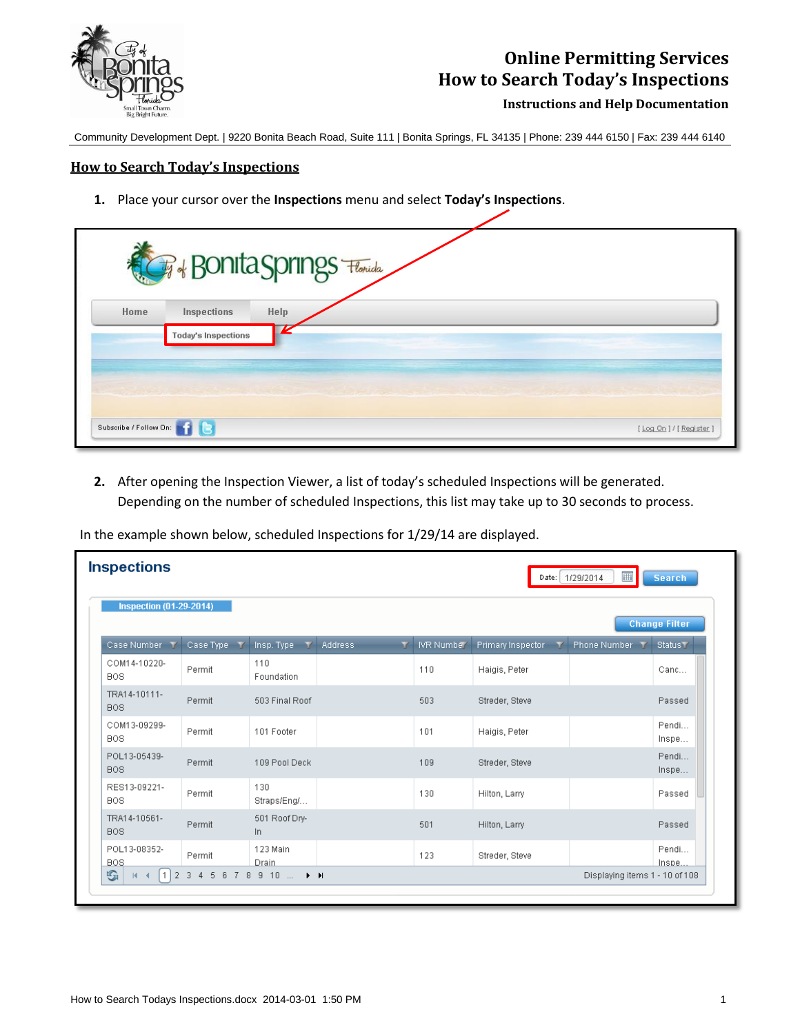# Online Permitting Services
## How to Search Today's Inspections
**Instructions and Help Documentation**

Community Development Dept. | 9220 Bonita Beach Road, Suite 111 | Bonita Springs, FL 34135 | Phone: 239 444 6150 | Fax: 239 444 6140

## How to Search Today's Inspections

1. Place your cursor over the **Inspections** menu and select **Today's Inspections**.

2. After opening the Inspection Viewer, a list of today's scheduled Inspections will be generated. Depending on the number of scheduled Inspections, this list may take up to 30 seconds to process.

In the example shown below, scheduled Inspections for 1/29/14 are displayed.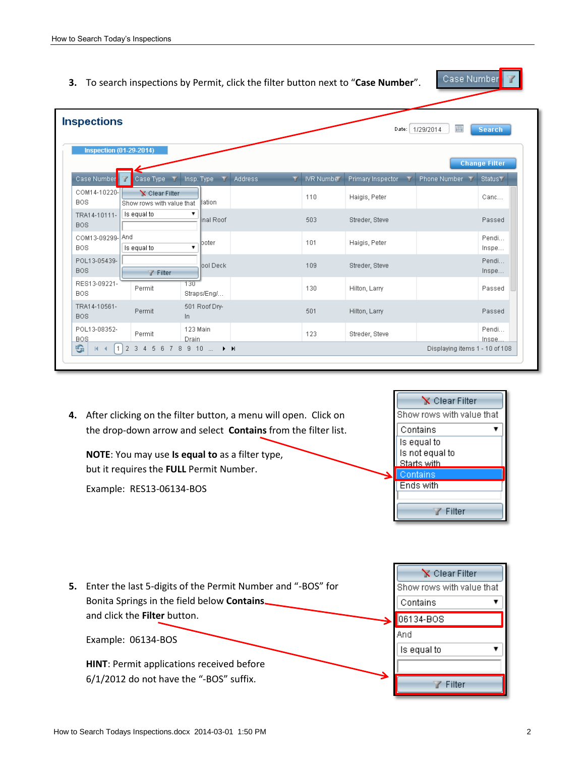3. To search inspections by Permit, click the filter button next to "**Case Number**".

4. After clicking on the filter button, a menu will open. Click on the drop-down arrow and select **Contains** from the filter list.

   **NOTE**: You may use **Is equal to** as a filter type, but it requires the **FULL** Permit Number.

   Example: RES13-06134-BOS

5. Enter the last 5-digits of the Permit Number and "-BOS" for Bonita Springs in the field below **Contains** and click the **Filter** button.

   Example: 06134-BOS

   **HINT**: Permit applications received before 6/1/2012 do not have the "-BOS" suffix.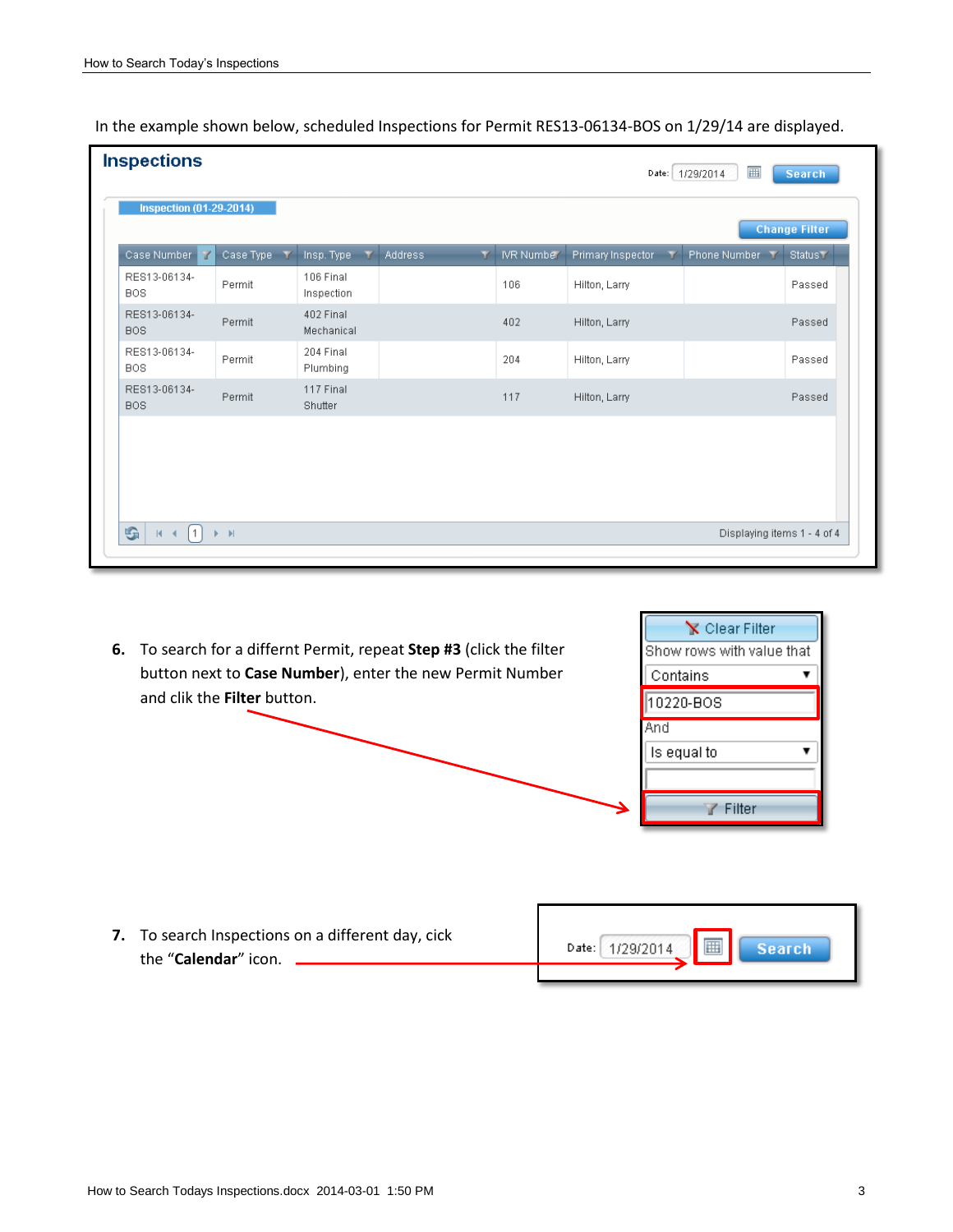In the example shown below, scheduled Inspections for Permit RES13-06134-BOS on 1/29/14 are displayed.

**Inspections**

Date: 1/29/2014 Search

Inspection (01-29-2014)

Change Filter

| Case Number | Case Type | Insp. Type | Address | IVR Number | Primary Inspector | Phone Number | Status |
|---|---|---|---|---|---|---|---|
| RES13-06134-BOS | Permit | 106 Final Inspection | | 106 | Hilton, Larry | | Passed |
| RES13-06134-BOS | Permit | 402 Final Mechanical | | 402 | Hilton, Larry | | Passed |
| RES13-06134-BOS | Permit | 204 Final Plumbing | | 204 | Hilton, Larry | | Passed |
| RES13-06134-BOS | Permit | 117 Final Shutter | | 117 | Hilton, Larry | | Passed |

Displaying items 1 - 4 of 4

6. To search for a differnt Permit, repeat **Step #3** (click the filter button next to **Case Number**), enter the new Permit Number and clik the **Filter** button.

   Clear Filter
   Show rows with value that
   Contains
   10220-BOS
   And
   Is equal to
   Filter

7. To search Inspections on a different day, cick the "**Calendar**" icon.

   Date: 1/29/2014 Search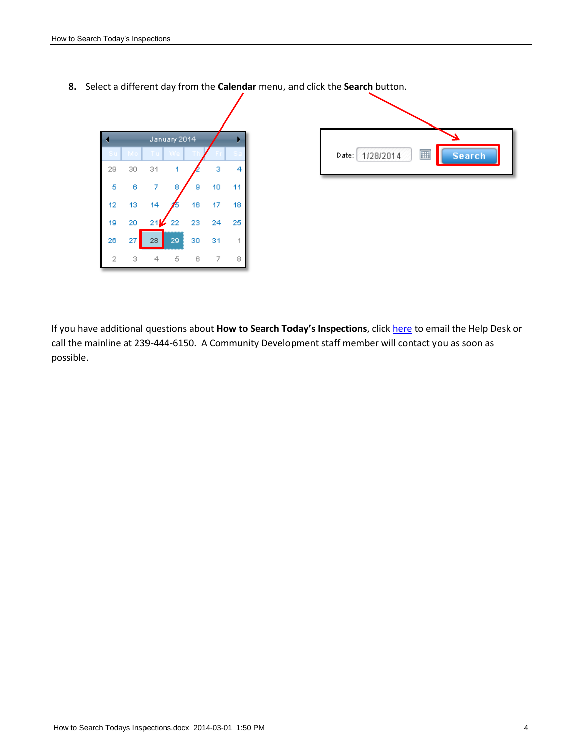8. Select a different day from the **Calendar** menu, and click the **Search** button.

If you have additional questions about **How to Search Today's Inspections**, click here to email the Help Desk or call the mainline at 239-444-6150. A Community Development staff member will contact you as soon as possible.